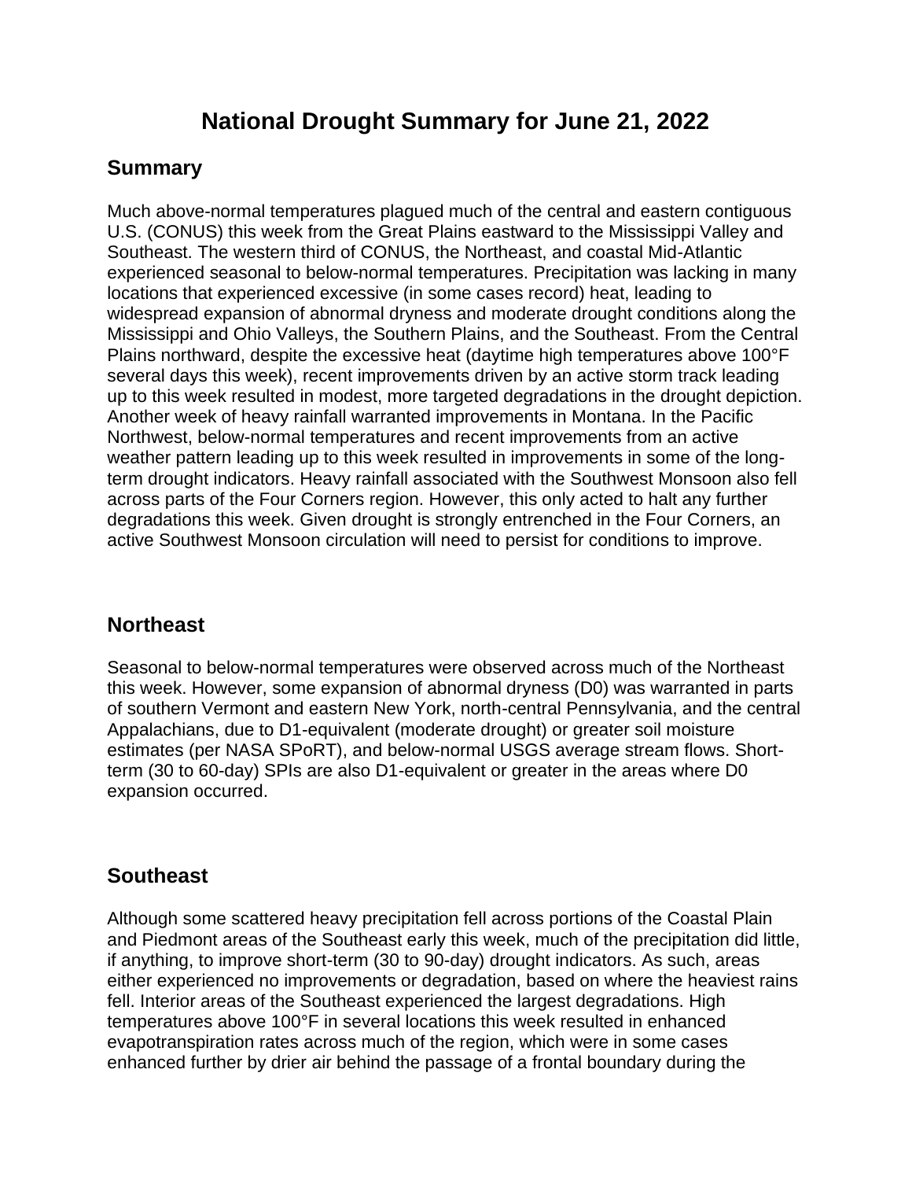# National Drought Summary for June 21, 2022

## Summary

Much above-normal temperatures plagued much of the central and eastern contiguous U.S. (CONUS) this week from the Great Plains eastward to the Mississippi Valley and Southeast. The western third of CONUS, the Northeast, and coastal Mid-Atlantic experienced seasonal to below-normal temperatures. Precipitation was lacking in many locations that experienced excessive (in some cases record) heat, leading to widespread expansion of abnormal dryness and moderate drought conditions along the Mississippi and Ohio Valleys, the Southern Plains, and the Southeast. From the Central Plains northward, despite the excessive heat (daytime high temperatures above 100°F several days this week), recent improvements driven by an active storm track leading up to this week resulted in modest, more targeted degradations in the drought depiction. Another week of heavy rainfall warranted improvements in Montana. In the Pacific Northwest, below-normal temperatures and recent improvements from an active weather pattern leading up to this week resulted in improvements in some of the long-term drought indicators. Heavy rainfall associated with the Southwest Monsoon also fell across parts of the Four Corners region. However, this only acted to halt any further degradations this week. Given drought is strongly entrenched in the Four Corners, an active Southwest Monsoon circulation will need to persist for conditions to improve.

## Northeast

Seasonal to below-normal temperatures were observed across much of the Northeast this week. However, some expansion of abnormal dryness (D0) was warranted in parts of southern Vermont and eastern New York, north-central Pennsylvania, and the central Appalachians, due to D1-equivalent (moderate drought) or greater soil moisture estimates (per NASA SPoRT), and below-normal USGS average stream flows. Short-term (30 to 60-day) SPIs are also D1-equivalent or greater in the areas where D0 expansion occurred.

## Southeast

Although some scattered heavy precipitation fell across portions of the Coastal Plain and Piedmont areas of the Southeast early this week, much of the precipitation did little, if anything, to improve short-term (30 to 90-day) drought indicators. As such, areas either experienced no improvements or degradation, based on where the heaviest rains fell. Interior areas of the Southeast experienced the largest degradations. High temperatures above 100°F in several locations this week resulted in enhanced evapotranspiration rates across much of the region, which were in some cases enhanced further by drier air behind the passage of a frontal boundary during the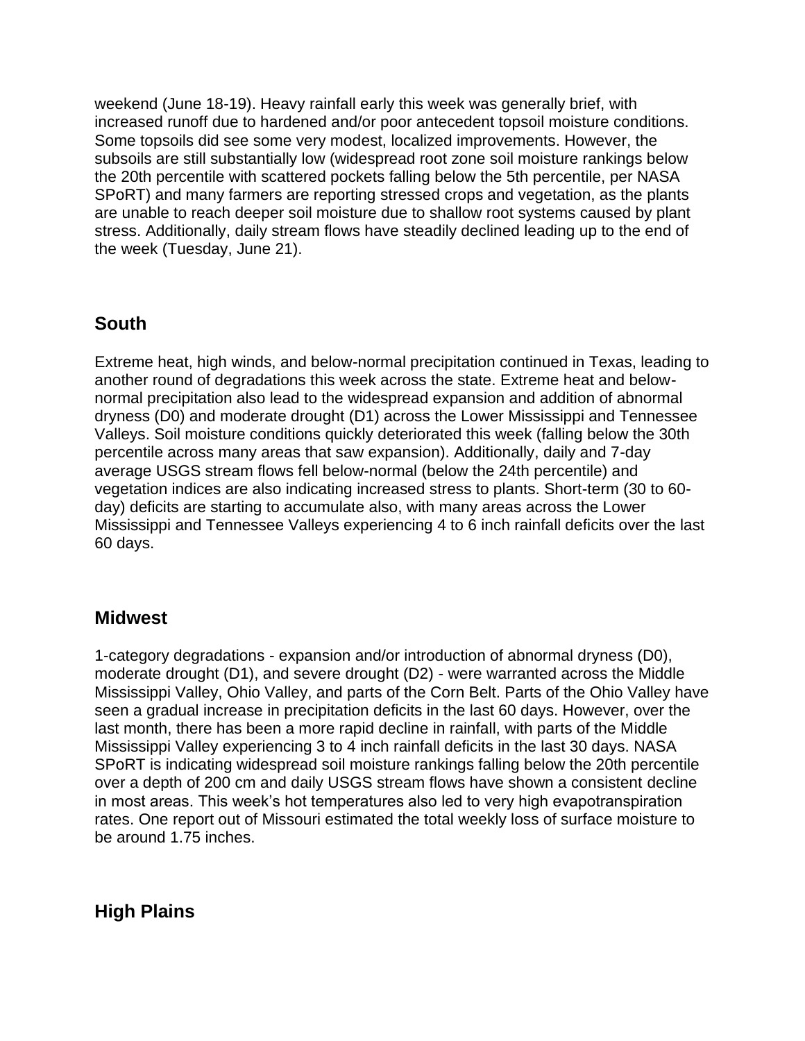weekend (June 18-19). Heavy rainfall early this week was generally brief, with increased runoff due to hardened and/or poor antecedent topsoil moisture conditions. Some topsoils did see some very modest, localized improvements. However, the subsoils are still substantially low (widespread root zone soil moisture rankings below the 20th percentile with scattered pockets falling below the 5th percentile, per NASA SPoRT) and many farmers are reporting stressed crops and vegetation, as the plants are unable to reach deeper soil moisture due to shallow root systems caused by plant stress. Additionally, daily stream flows have steadily declined leading up to the end of the week (Tuesday, June 21).

## South

Extreme heat, high winds, and below-normal precipitation continued in Texas, leading to another round of degradations this week across the state. Extreme heat and below-normal precipitation also lead to the widespread expansion and addition of abnormal dryness (D0) and moderate drought (D1) across the Lower Mississippi and Tennessee Valleys. Soil moisture conditions quickly deteriorated this week (falling below the 30th percentile across many areas that saw expansion). Additionally, daily and 7-day average USGS stream flows fell below-normal (below the 24th percentile) and vegetation indices are also indicating increased stress to plants. Short-term (30 to 60-day) deficits are starting to accumulate also, with many areas across the Lower Mississippi and Tennessee Valleys experiencing 4 to 6 inch rainfall deficits over the last 60 days.

## Midwest

1-category degradations - expansion and/or introduction of abnormal dryness (D0), moderate drought (D1), and severe drought (D2) - were warranted across the Middle Mississippi Valley, Ohio Valley, and parts of the Corn Belt. Parts of the Ohio Valley have seen a gradual increase in precipitation deficits in the last 60 days. However, over the last month, there has been a more rapid decline in rainfall, with parts of the Middle Mississippi Valley experiencing 3 to 4 inch rainfall deficits in the last 30 days. NASA SPoRT is indicating widespread soil moisture rankings falling below the 20th percentile over a depth of 200 cm and daily USGS stream flows have shown a consistent decline in most areas. This week's hot temperatures also led to very high evapotranspiration rates. One report out of Missouri estimated the total weekly loss of surface moisture to be around 1.75 inches.

## High Plains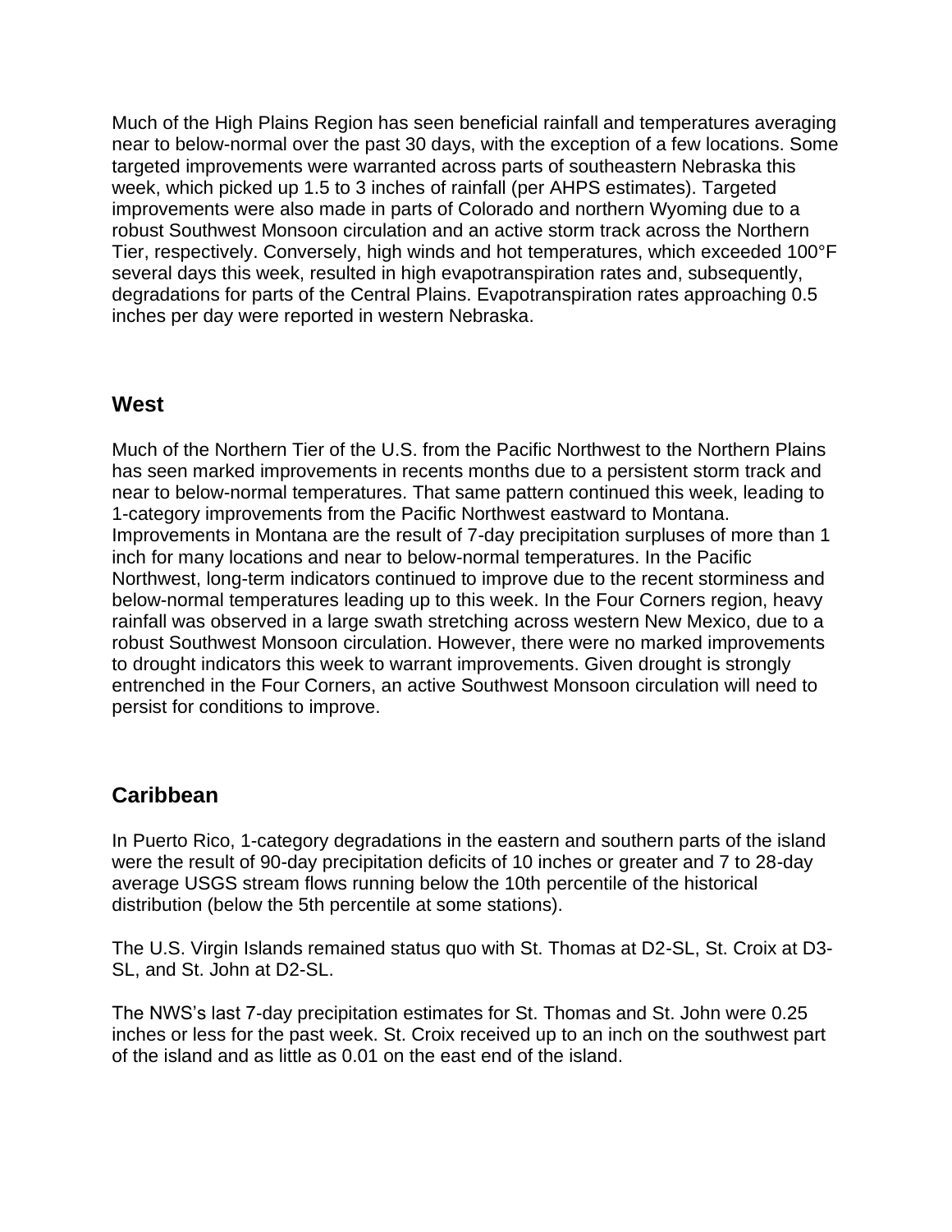Much of the High Plains Region has seen beneficial rainfall and temperatures averaging near to below-normal over the past 30 days, with the exception of a few locations. Some targeted improvements were warranted across parts of southeastern Nebraska this week, which picked up 1.5 to 3 inches of rainfall (per AHPS estimates). Targeted improvements were also made in parts of Colorado and northern Wyoming due to a robust Southwest Monsoon circulation and an active storm track across the Northern Tier, respectively. Conversely, high winds and hot temperatures, which exceeded 100°F several days this week, resulted in high evapotranspiration rates and, subsequently, degradations for parts of the Central Plains. Evapotranspiration rates approaching 0.5 inches per day were reported in western Nebraska.

## West

Much of the Northern Tier of the U.S. from the Pacific Northwest to the Northern Plains has seen marked improvements in recents months due to a persistent storm track and near to below-normal temperatures. That same pattern continued this week, leading to 1-category improvements from the Pacific Northwest eastward to Montana. Improvements in Montana are the result of 7-day precipitation surpluses of more than 1 inch for many locations and near to below-normal temperatures. In the Pacific Northwest, long-term indicators continued to improve due to the recent storminess and below-normal temperatures leading up to this week. In the Four Corners region, heavy rainfall was observed in a large swath stretching across western New Mexico, due to a robust Southwest Monsoon circulation. However, there were no marked improvements to drought indicators this week to warrant improvements. Given drought is strongly entrenched in the Four Corners, an active Southwest Monsoon circulation will need to persist for conditions to improve.

## Caribbean

In Puerto Rico, 1-category degradations in the eastern and southern parts of the island were the result of 90-day precipitation deficits of 10 inches or greater and 7 to 28-day average USGS stream flows running below the 10th percentile of the historical distribution (below the 5th percentile at some stations).

The U.S. Virgin Islands remained status quo with St. Thomas at D2-SL, St. Croix at D3-SL, and St. John at D2-SL.

The NWS's last 7-day precipitation estimates for St. Thomas and St. John were 0.25 inches or less for the past week. St. Croix received up to an inch on the southwest part of the island and as little as 0.01 on the east end of the island.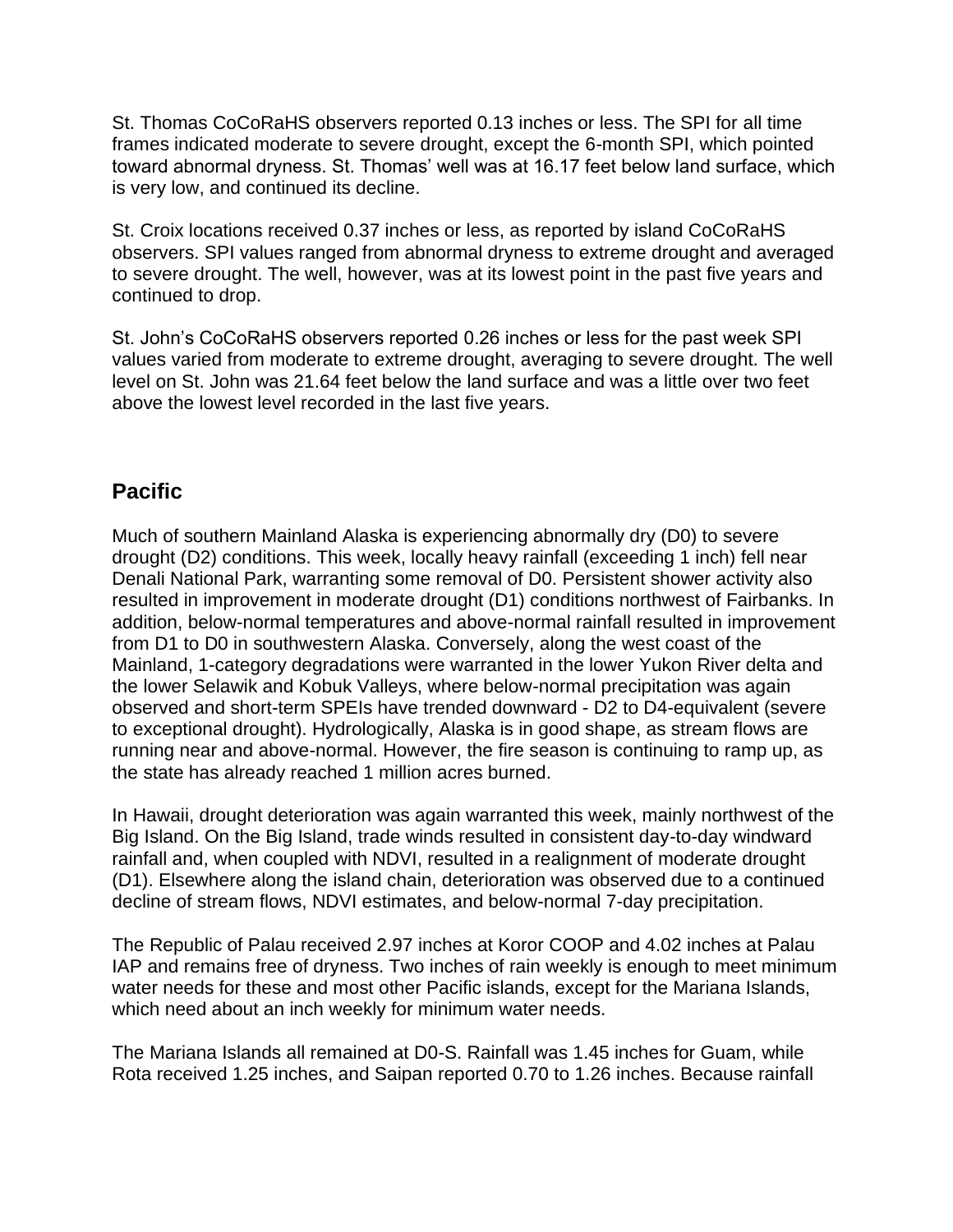St. Thomas CoCoRaHS observers reported 0.13 inches or less. The SPI for all time frames indicated moderate to severe drought, except the 6-month SPI, which pointed toward abnormal dryness. St. Thomas' well was at 16.17 feet below land surface, which is very low, and continued its decline.

St. Croix locations received 0.37 inches or less, as reported by island CoCoRaHS observers. SPI values ranged from abnormal dryness to extreme drought and averaged to severe drought. The well, however, was at its lowest point in the past five years and continued to drop.

St. John's CoCoRaHS observers reported 0.26 inches or less for the past week SPI values varied from moderate to extreme drought, averaging to severe drought. The well level on St. John was 21.64 feet below the land surface and was a little over two feet above the lowest level recorded in the last five years.

## Pacific

Much of southern Mainland Alaska is experiencing abnormally dry (D0) to severe drought (D2) conditions. This week, locally heavy rainfall (exceeding 1 inch) fell near Denali National Park, warranting some removal of D0. Persistent shower activity also resulted in improvement in moderate drought (D1) conditions northwest of Fairbanks. In addition, below-normal temperatures and above-normal rainfall resulted in improvement from D1 to D0 in southwestern Alaska. Conversely, along the west coast of the Mainland, 1-category degradations were warranted in the lower Yukon River delta and the lower Selawik and Kobuk Valleys, where below-normal precipitation was again observed and short-term SPEIs have trended downward - D2 to D4-equivalent (severe to exceptional drought). Hydrologically, Alaska is in good shape, as stream flows are running near and above-normal. However, the fire season is continuing to ramp up, as the state has already reached 1 million acres burned.

In Hawaii, drought deterioration was again warranted this week, mainly northwest of the Big Island. On the Big Island, trade winds resulted in consistent day-to-day windward rainfall and, when coupled with NDVI, resulted in a realignment of moderate drought (D1). Elsewhere along the island chain, deterioration was observed due to a continued decline of stream flows, NDVI estimates, and below-normal 7-day precipitation.

The Republic of Palau received 2.97 inches at Koror COOP and 4.02 inches at Palau IAP and remains free of dryness. Two inches of rain weekly is enough to meet minimum water needs for these and most other Pacific islands, except for the Mariana Islands, which need about an inch weekly for minimum water needs.

The Mariana Islands all remained at D0-S. Rainfall was 1.45 inches for Guam, while Rota received 1.25 inches, and Saipan reported 0.70 to 1.26 inches. Because rainfall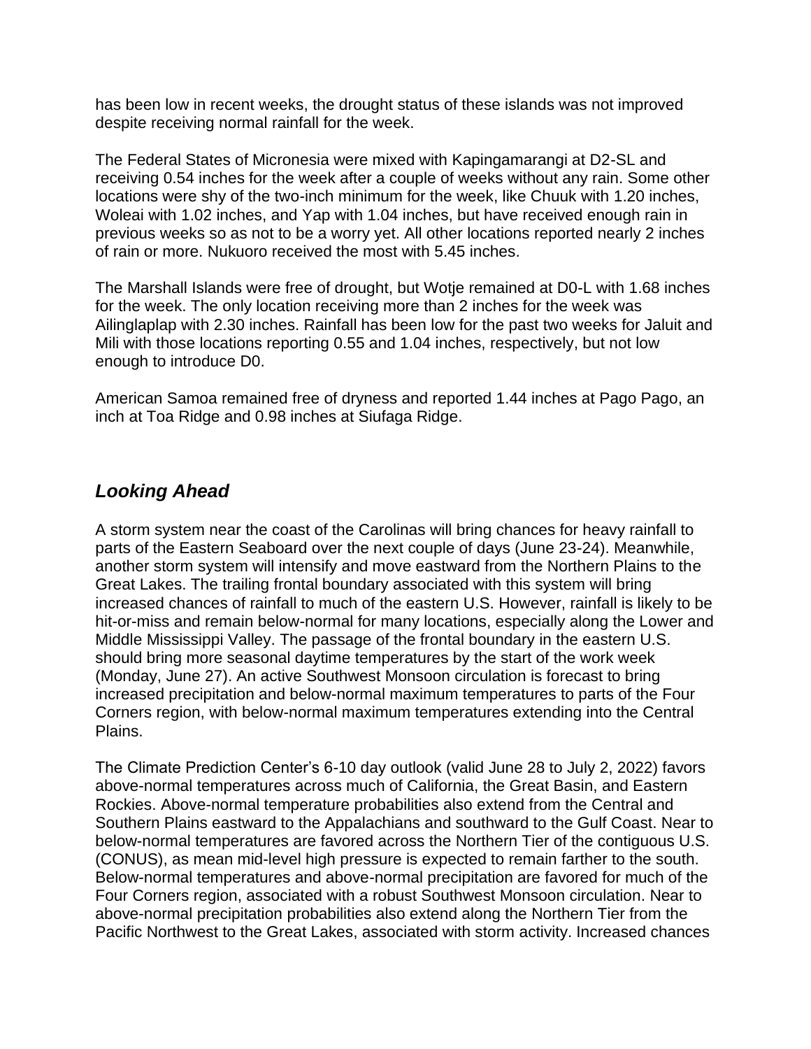has been low in recent weeks, the drought status of these islands was not improved despite receiving normal rainfall for the week.

The Federal States of Micronesia were mixed with Kapingamarangi at D2-SL and receiving 0.54 inches for the week after a couple of weeks without any rain. Some other locations were shy of the two-inch minimum for the week, like Chuuk with 1.20 inches, Woleai with 1.02 inches, and Yap with 1.04 inches, but have received enough rain in previous weeks so as not to be a worry yet. All other locations reported nearly 2 inches of rain or more. Nukuoro received the most with 5.45 inches.

The Marshall Islands were free of drought, but Wotje remained at D0-L with 1.68 inches for the week. The only location receiving more than 2 inches for the week was Ailinglaplap with 2.30 inches. Rainfall has been low for the past two weeks for Jaluit and Mili with those locations reporting 0.55 and 1.04 inches, respectively, but not low enough to introduce D0.

American Samoa remained free of dryness and reported 1.44 inches at Pago Pago, an inch at Toa Ridge and 0.98 inches at Siufaga Ridge.

## *Looking Ahead*

A storm system near the coast of the Carolinas will bring chances for heavy rainfall to parts of the Eastern Seaboard over the next couple of days (June 23-24). Meanwhile, another storm system will intensify and move eastward from the Northern Plains to the Great Lakes. The trailing frontal boundary associated with this system will bring increased chances of rainfall to much of the eastern U.S. However, rainfall is likely to be hit-or-miss and remain below-normal for many locations, especially along the Lower and Middle Mississippi Valley. The passage of the frontal boundary in the eastern U.S. should bring more seasonal daytime temperatures by the start of the work week (Monday, June 27). An active Southwest Monsoon circulation is forecast to bring increased precipitation and below-normal maximum temperatures to parts of the Four Corners region, with below-normal maximum temperatures extending into the Central Plains.

The Climate Prediction Center's 6-10 day outlook (valid June 28 to July 2, 2022) favors above-normal temperatures across much of California, the Great Basin, and Eastern Rockies. Above-normal temperature probabilities also extend from the Central and Southern Plains eastward to the Appalachians and southward to the Gulf Coast. Near to below-normal temperatures are favored across the Northern Tier of the contiguous U.S. (CONUS), as mean mid-level high pressure is expected to remain farther to the south. Below-normal temperatures and above-normal precipitation are favored for much of the Four Corners region, associated with a robust Southwest Monsoon circulation. Near to above-normal precipitation probabilities also extend along the Northern Tier from the Pacific Northwest to the Great Lakes, associated with storm activity. Increased chances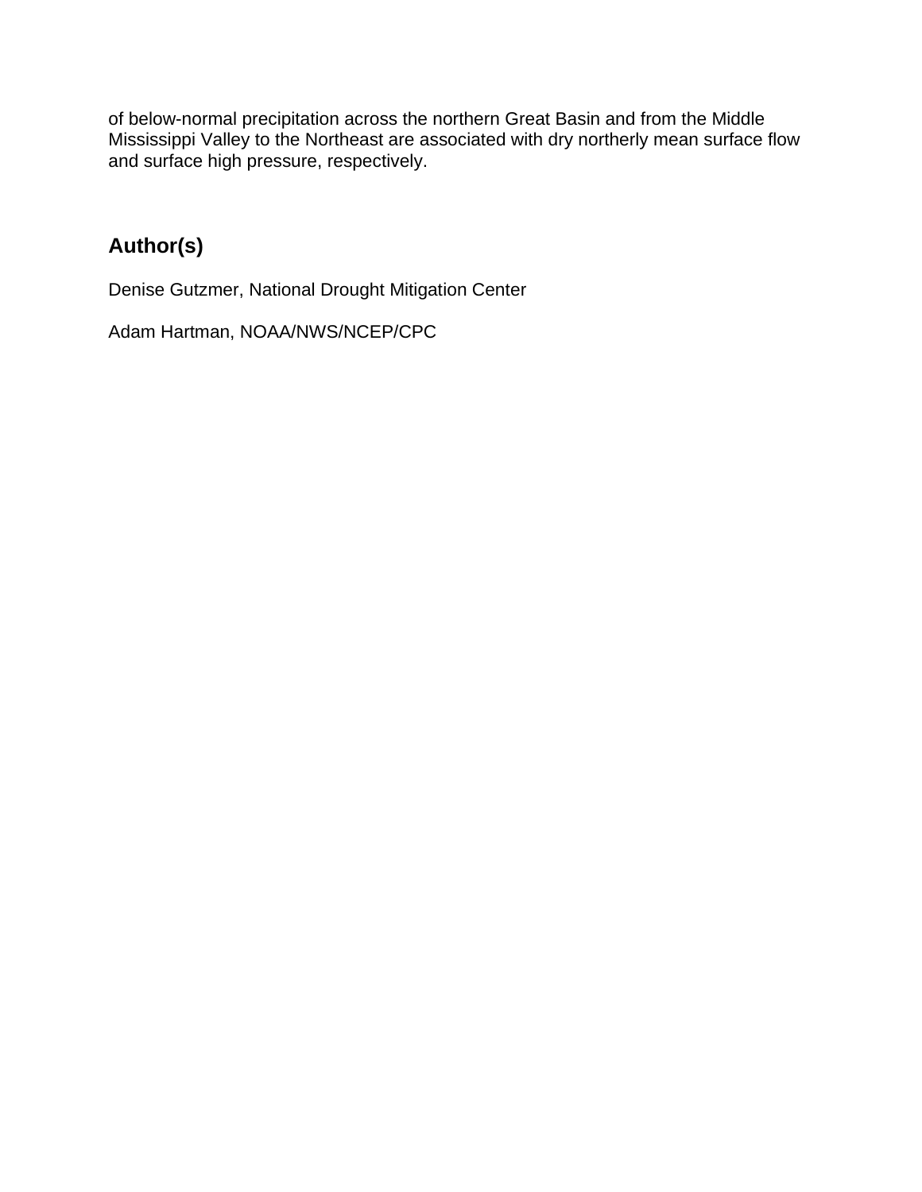of below-normal precipitation across the northern Great Basin and from the Middle Mississippi Valley to the Northeast are associated with dry northerly mean surface flow and surface high pressure, respectively.

## Author(s)

Denise Gutzmer, National Drought Mitigation Center

Adam Hartman, NOAA/NWS/NCEP/CPC